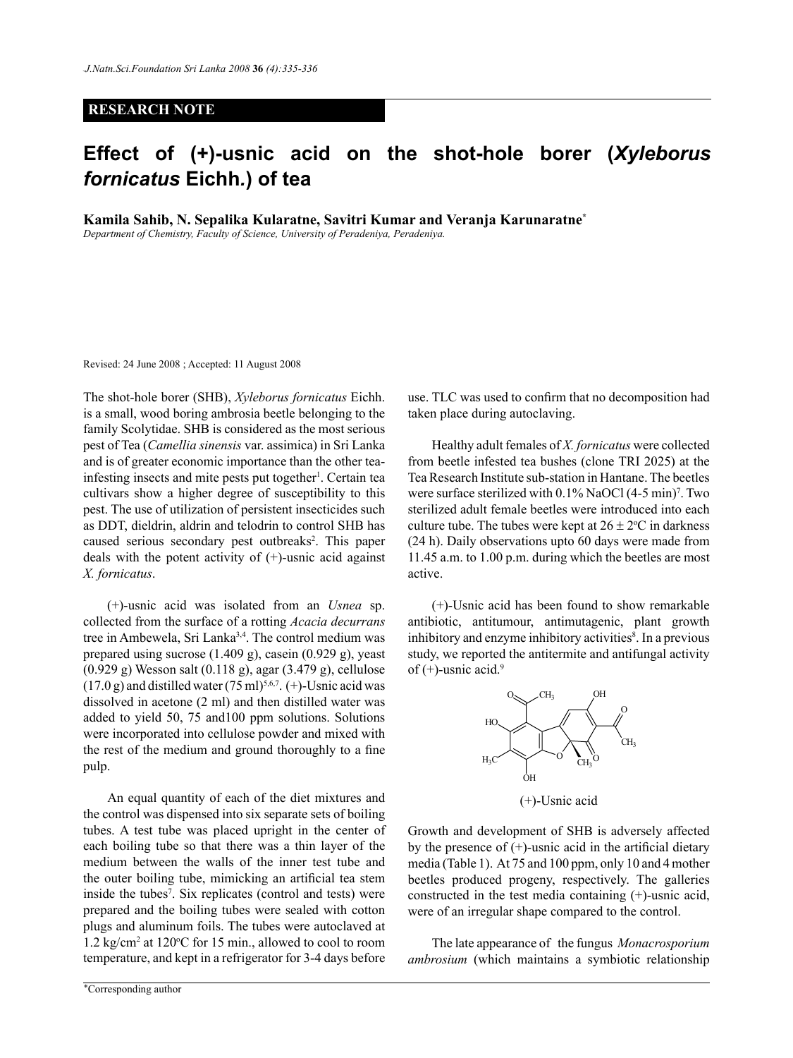**RESEARCH NOTE**

# Effect of (+)-usnic acid on the shot-hole borer (*Xyleborus fornicatus* Eichh.) of tea

**Kamila Sahib, N. Sepalika Kularatne, Savitri Kumar and Veranja Karunaratne***

*Department of Chemistry, Faculty of Science, University of Peradeniya, Peradeniya.*

Revised: 24 June 2008 ; Accepted: 11 August 2008

The shot-hole borer (SHB), *Xyleborus fornicatus* Eichh. is a small, wood boring ambrosia beetle belonging to the family Scolytidae. SHB is considered as the most serious pest of Tea (*Camellia sinensis* var. assimica) in Sri Lanka and is of greater economic importance than the other tea-infesting insects and mite pests put together[1]. Certain tea cultivars show a higher degree of susceptibility to this pest. The use of utilization of persistent insecticides such as DDT, dieldrin, aldrin and telodrin to control SHB has caused serious secondary pest outbreaks[2]. This paper deals with the potent activity of (+)-usnic acid against *X. fornicatus*.

(+)-usnic acid was isolated from an *Usnea* sp. collected from the surface of a rotting *Acacia decurrans* tree in Ambewela, Sri Lanka[3,4]. The control medium was prepared using sucrose (1.409 g), casein (0.929 g), yeast (0.929 g) Wesson salt (0.118 g), agar (3.479 g), cellulose (17.0 g) and distilled water (75 ml)[5,6,7]. (+)-Usnic acid was dissolved in acetone (2 ml) and then distilled water was added to yield 50, 75 and100 ppm solutions. Solutions were incorporated into cellulose powder and mixed with the rest of the medium and ground thoroughly to a fine pulp.

An equal quantity of each of the diet mixtures and the control was dispensed into six separate sets of boiling tubes. A test tube was placed upright in the center of each boiling tube so that there was a thin layer of the medium between the walls of the inner test tube and the outer boiling tube, mimicking an artificial tea stem inside the tubes[7]. Six replicates (control and tests) were prepared and the boiling tubes were sealed with cotton plugs and aluminum foils. The tubes were autoclaved at 1.2 kg/cm$^2$ at 120$^o$C for 15 min., allowed to cool to room temperature, and kept in a refrigerator for 3-4 days before use. TLC was used to confirm that no decomposition had taken place during autoclaving.

Healthy adult females of *X. fornicatus* were collected from beetle infested tea bushes (clone TRI 2025) at the Tea Research Institute sub-station in Hantane. The beetles were surface sterilized with 0.1% NaOCl (4-5 min)[7]. Two sterilized adult female beetles were introduced into each culture tube. The tubes were kept at 26 ± 2$^o$C in darkness (24 h). Daily observations upto 60 days were made from 11.45 a.m. to 1.00 p.m. during which the beetles are most active.

(+)-Usnic acid has been found to show remarkable antibiotic, antitumour, antimutagenic, plant growth inhibitory and enzyme inhibitory activities[8]. In a previous study, we reported the antitermite and antifungal activity of (+)-usnic acid.[9]

(+)-Usnic acid

Growth and development of SHB is adversely affected by the presence of (+)-usnic acid in the artificial dietary media (Table 1). At 75 and 100 ppm, only 10 and 4 mother beetles produced progeny, respectively. The galleries constructed in the test media containing (+)-usnic acid, were of an irregular shape compared to the control.

The late appearance of the fungus *Monacrosporium ambrosium* (which maintains a symbiotic relationship

*Corresponding author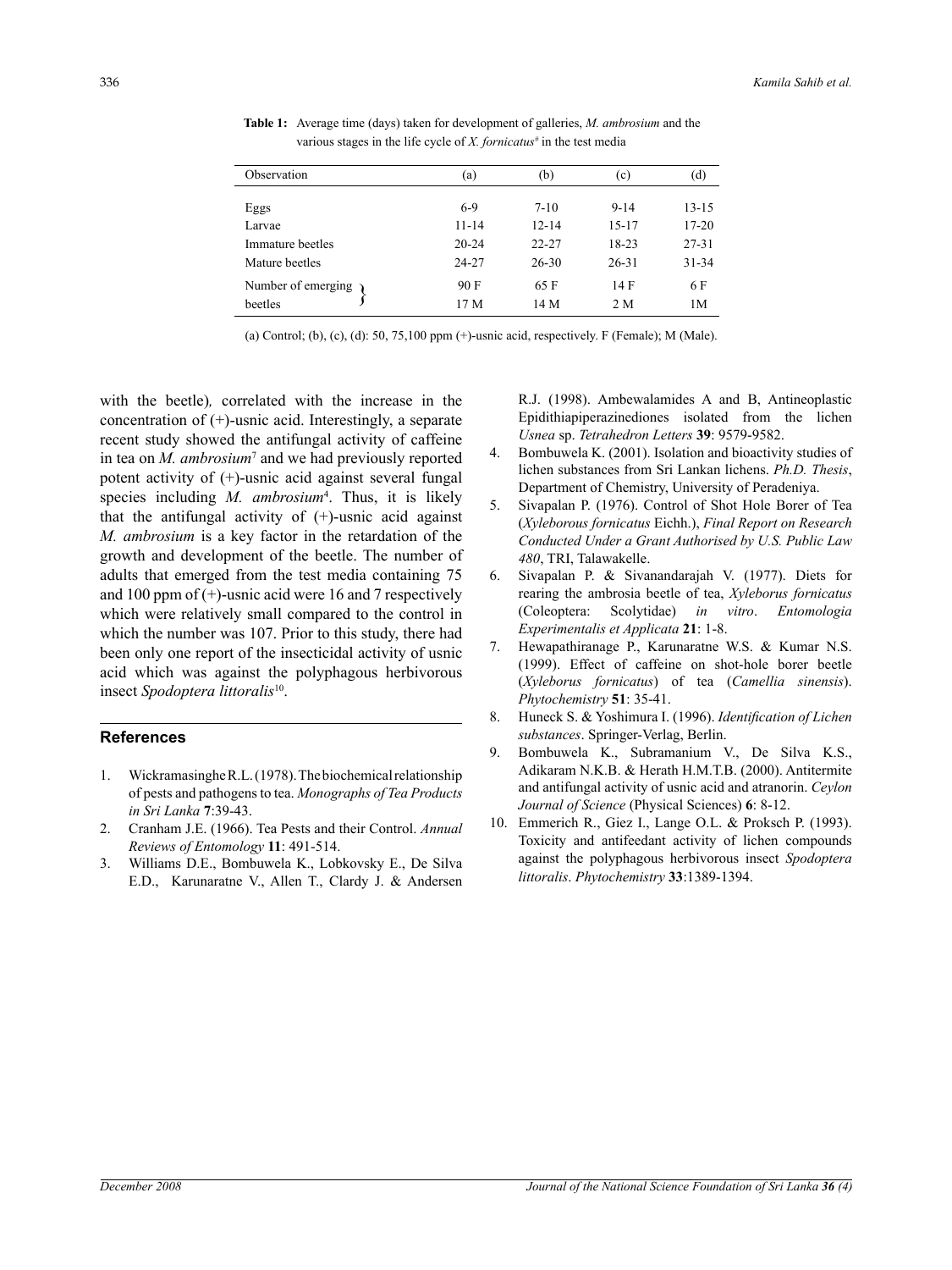**Table 1:** Average time (days) taken for development of galleries, *M. ambrosium* and the various stages in the life cycle of *X. fornicatus*[#] in the test media

| Observation | (a) | (b) | (c) | (d) |
|---|---|---|---|---|
| Eggs | 6-9 | 7-10 | 9-14 | 13-15 |
| Larvae | 11-14 | 12-14 | 15-17 | 17-20 |
| Immature beetles | 20-24 | 22-27 | 18-23 | 27-31 |
| Mature beetles | 24-27 | 26-30 | 26-31 | 31-34 |
| Number of emerging beetles | 90 F<br>17 M | 65 F<br>14 M | 14 F<br>2 M | 6 F<br>1M |

(a) Control; (b), (c), (d): 50, 75,100 ppm (+)-usnic acid, respectively. F (Female); M (Male).

with the beetle), correlated with the increase in the concentration of (+)-usnic acid. Interestingly, a separate recent study showed the antifungal activity of caffeine in tea on *M. ambrosium*[7] and we had previously reported potent activity of (+)-usnic acid against several fungal species including *M. ambrosium*[4]. Thus, it is likely that the antifungal activity of (+)-usnic acid against *M. ambrosium* is a key factor in the retardation of the growth and development of the beetle. The number of adults that emerged from the test media containing 75 and 100 ppm of (+)-usnic acid were 16 and 7 respectively which were relatively small compared to the control in which the number was 107. Prior to this study, there had been only one report of the insecticidal activity of usnic acid which was against the polyphagous herbivorous insect *Spodoptera littoralis*[10].

## References

1. Wickramasinghe R.L. (1978). The biochemical relationship of pests and pathogens to tea. *Monographs of Tea Products in Sri Lanka* **7**:39-43.
2. Cranham J.E. (1966). Tea Pests and their Control. *Annual Reviews of Entomology* **11**: 491-514.
3. Williams D.E., Bombuwela K., Lobkovsky E., De Silva E.D., Karunaratne V., Allen T., Clardy J. & Andersen R.J. (1998). Ambewalamides A and B, Antineoplastic Epidithiapiperazinediones isolated from the lichen *Usnea* sp. *Tetrahedron Letters* **39**: 9579-9582.
4. Bombuwela K. (2001). Isolation and bioactivity studies of lichen substances from Sri Lankan lichens. *Ph.D. Thesis*, Department of Chemistry, University of Peradeniya.
5. Sivapalan P. (1976). Control of Shot Hole Borer of Tea (*Xyleborous fornicatus* Eichh.), *Final Report on Research Conducted Under a Grant Authorised by U.S. Public Law 480*, TRI, Talawakelle.
6. Sivapalan P. & Sivanandarajah V. (1977). Diets for rearing the ambrosia beetle of tea, *Xyleborus fornicatus* (Coleoptera: Scolytidae) *in vitro*. *Entomologia Experimentalis et Applicata* **21**: 1-8.
7. Hewapathiranage P., Karunaratne W.S. & Kumar N.S. (1999). Effect of caffeine on shot-hole borer beetle (*Xyleborus fornicatus*) of tea (*Camellia sinensis*). *Phytochemistry* **51**: 35-41.
8. Huneck S. & Yoshimura I. (1996). *Identification of Lichen substances*. Springer-Verlag, Berlin.
9. Bombuwela K., Subramanium V., De Silva K.S., Adikaram N.K.B. & Herath H.M.T.B. (2000). Antitermite and antifungal activity of usnic acid and atranorin. *Ceylon Journal of Science* (Physical Sciences) **6**: 8-12.
10. Emmerich R., Giez I., Lange O.L. & Proksch P. (1993). Toxicity and antifeedant activity of lichen compounds against the polyphagous herbivorous insect *Spodoptera littoralis*. *Phytochemistry* **33**:1389-1394.